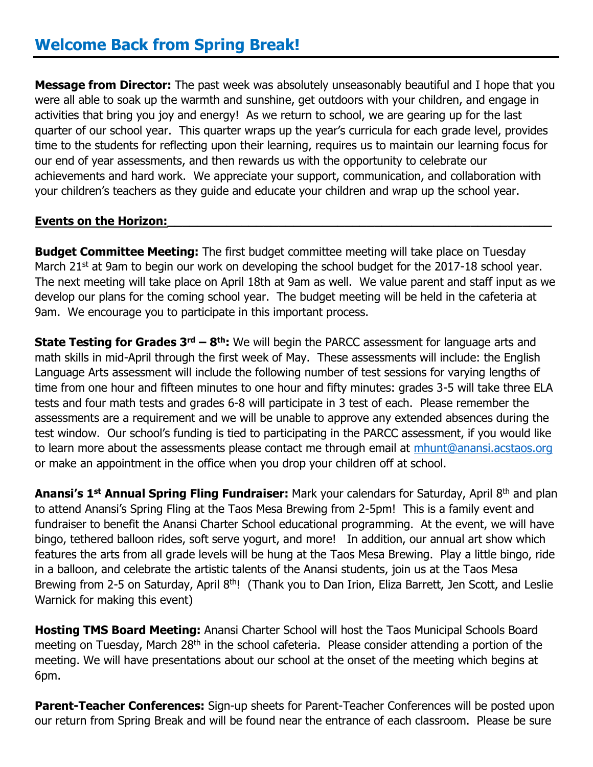# Welcome Back from Spring Break!

**Message from Director:** The past week was absolutely unseasonably beautiful and I hope that you were all able to soak up the warmth and sunshine, get outdoors with your children, and engage in activities that bring you joy and energy! As we return to school, we are gearing up for the last quarter of our school year. This quarter wraps up the year's curricula for each grade level, provides time to the students for reflecting upon their learning, requires us to maintain our learning focus for our end of year assessments, and then rewards us with the opportunity to celebrate our achievements and hard work. We appreciate your support, communication, and collaboration with your children's teachers as they guide and educate your children and wrap up the school year.

**Events on the Horizon:**

**Budget Committee Meeting:** The first budget committee meeting will take place on Tuesday March 21st at 9am to begin our work on developing the school budget for the 2017-18 school year. The next meeting will take place on April 18th at 9am as well. We value parent and staff input as we develop our plans for the coming school year. The budget meeting will be held in the cafeteria at 9am. We encourage you to participate in this important process.

**State Testing for Grades 3rd – 8th:** We will begin the PARCC assessment for language arts and math skills in mid-April through the first week of May. These assessments will include: the English Language Arts assessment will include the following number of test sessions for varying lengths of time from one hour and fifteen minutes to one hour and fifty minutes: grades 3-5 will take three ELA tests and four math tests and grades 6-8 will participate in 3 test of each. Please remember the assessments are a requirement and we will be unable to approve any extended absences during the test window. Our school's funding is tied to participating in the PARCC assessment, if you would like to learn more about the assessments please contact me through email at mhunt@anansi.acstaos.org or make an appointment in the office when you drop your children off at school.

**Anansi's 1st Annual Spring Fling Fundraiser:** Mark your calendars for Saturday, April 8th and plan to attend Anansi's Spring Fling at the Taos Mesa Brewing from 2-5pm! This is a family event and fundraiser to benefit the Anansi Charter School educational programming. At the event, we will have bingo, tethered balloon rides, soft serve yogurt, and more! In addition, our annual art show which features the arts from all grade levels will be hung at the Taos Mesa Brewing. Play a little bingo, ride in a balloon, and celebrate the artistic talents of the Anansi students, join us at the Taos Mesa Brewing from 2-5 on Saturday, April 8th! (Thank you to Dan Irion, Eliza Barrett, Jen Scott, and Leslie Warnick for making this event)

**Hosting TMS Board Meeting:** Anansi Charter School will host the Taos Municipal Schools Board meeting on Tuesday, March 28th in the school cafeteria. Please consider attending a portion of the meeting. We will have presentations about our school at the onset of the meeting which begins at 6pm.

**Parent-Teacher Conferences:** Sign-up sheets for Parent-Teacher Conferences will be posted upon our return from Spring Break and will be found near the entrance of each classroom. Please be sure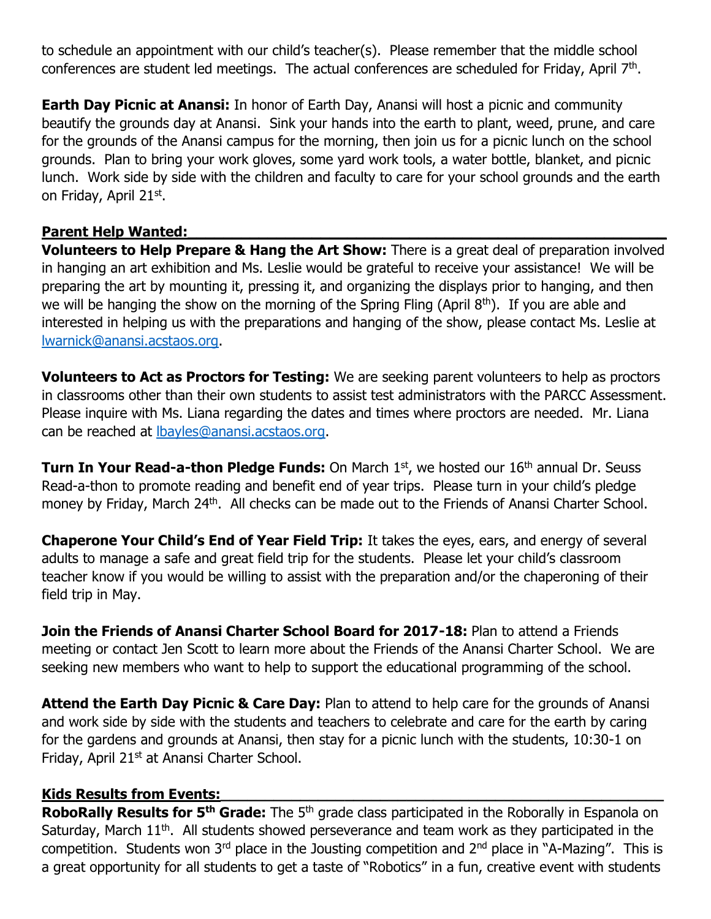to schedule an appointment with our child's teacher(s). Please remember that the middle school conferences are student led meetings. The actual conferences are scheduled for Friday, April 7th.

**Earth Day Picnic at Anansi:** In honor of Earth Day, Anansi will host a picnic and community beautify the grounds day at Anansi. Sink your hands into the earth to plant, weed, prune, and care for the grounds of the Anansi campus for the morning, then join us for a picnic lunch on the school grounds. Plan to bring your work gloves, some yard work tools, a water bottle, blanket, and picnic lunch. Work side by side with the children and faculty to care for your school grounds and the earth on Friday, April 21st.

## Parent Help Wanted:

**Volunteers to Help Prepare & Hang the Art Show:** There is a great deal of preparation involved in hanging an art exhibition and Ms. Leslie would be grateful to receive your assistance! We will be preparing the art by mounting it, pressing it, and organizing the displays prior to hanging, and then we will be hanging the show on the morning of the Spring Fling (April 8th). If you are able and interested in helping us with the preparations and hanging of the show, please contact Ms. Leslie at lwarnick@anansi.acstaos.org.

**Volunteers to Act as Proctors for Testing:** We are seeking parent volunteers to help as proctors in classrooms other than their own students to assist test administrators with the PARCC Assessment. Please inquire with Ms. Liana regarding the dates and times where proctors are needed. Mr. Liana can be reached at lbayles@anansi.acstaos.org.

**Turn In Your Read-a-thon Pledge Funds:** On March 1st, we hosted our 16th annual Dr. Seuss Read-a-thon to promote reading and benefit end of year trips. Please turn in your child's pledge money by Friday, March 24th. All checks can be made out to the Friends of Anansi Charter School.

**Chaperone Your Child's End of Year Field Trip:** It takes the eyes, ears, and energy of several adults to manage a safe and great field trip for the students. Please let your child's classroom teacher know if you would be willing to assist with the preparation and/or the chaperoning of their field trip in May.

**Join the Friends of Anansi Charter School Board for 2017-18:** Plan to attend a Friends meeting or contact Jen Scott to learn more about the Friends of the Anansi Charter School. We are seeking new members who want to help to support the educational programming of the school.

**Attend the Earth Day Picnic & Care Day:** Plan to attend to help care for the grounds of Anansi and work side by side with the students and teachers to celebrate and care for the earth by caring for the gardens and grounds at Anansi, then stay for a picnic lunch with the students, 10:30-1 on Friday, April 21st at Anansi Charter School.

## Kids Results from Events:

**RoboRally Results for 5th Grade:** The 5th grade class participated in the Roborally in Espanola on Saturday, March 11th. All students showed perseverance and team work as they participated in the competition. Students won 3rd place in the Jousting competition and 2nd place in "A-Mazing". This is a great opportunity for all students to get a taste of "Robotics" in a fun, creative event with students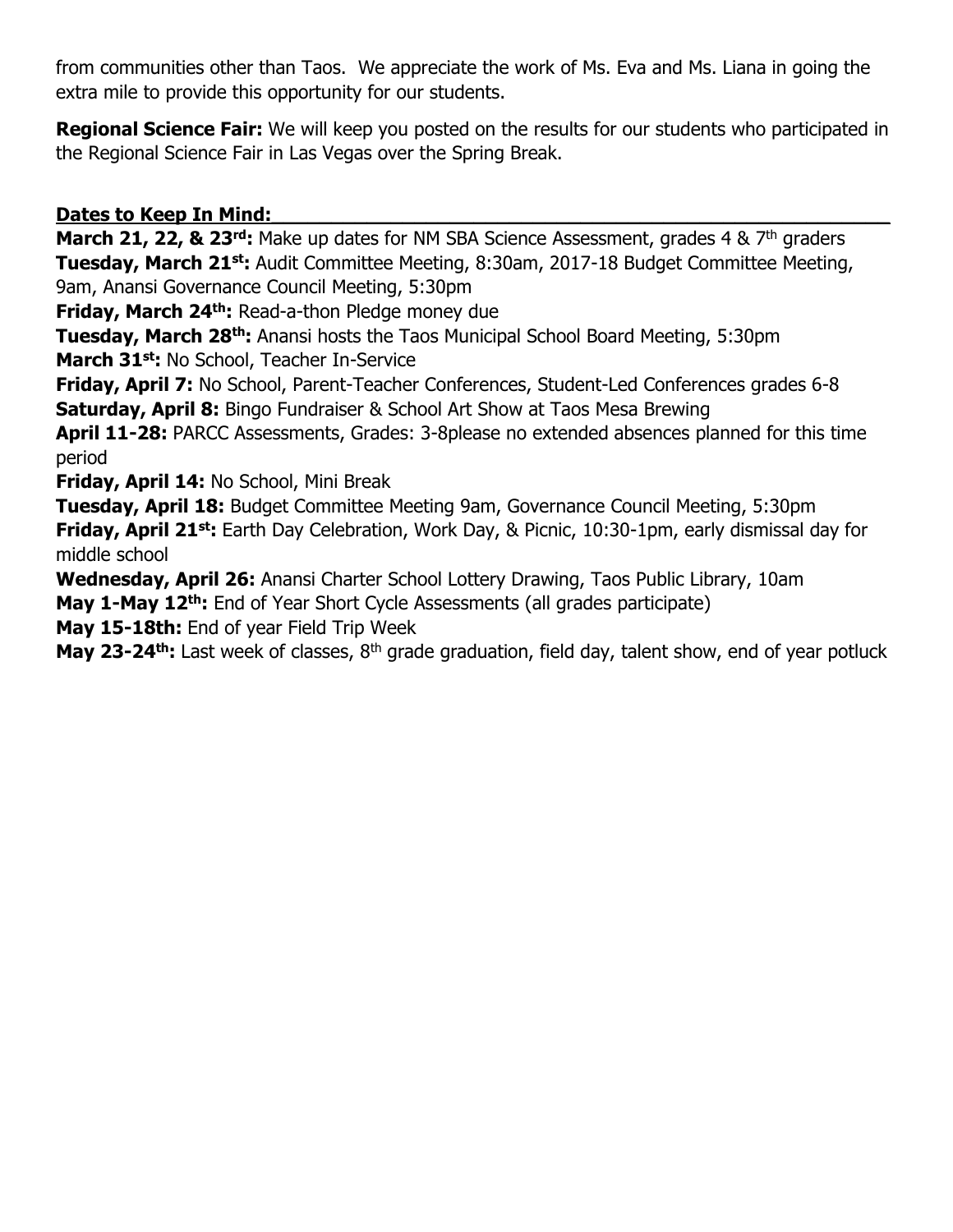from communities other than Taos. We appreciate the work of Ms. Eva and Ms. Liana in going the extra mile to provide this opportunity for our students.

**Regional Science Fair:** We will keep you posted on the results for our students who participated in the Regional Science Fair in Las Vegas over the Spring Break.

**Dates to Keep In Mind:**

**March 21, 22, & 23rd:** Make up dates for NM SBA Science Assessment, grades 4 & 7th graders
**Tuesday, March 21st:** Audit Committee Meeting, 8:30am, 2017-18 Budget Committee Meeting, 9am, Anansi Governance Council Meeting, 5:30pm
**Friday, March 24th:** Read-a-thon Pledge money due
**Tuesday, March 28th:** Anansi hosts the Taos Municipal School Board Meeting, 5:30pm
**March 31st:** No School, Teacher In-Service
**Friday, April 7:** No School, Parent-Teacher Conferences, Student-Led Conferences grades 6-8
**Saturday, April 8:** Bingo Fundraiser & School Art Show at Taos Mesa Brewing
**April 11-28:** PARCC Assessments, Grades: 3-8please no extended absences planned for this time period
**Friday, April 14:** No School, Mini Break
**Tuesday, April 18:** Budget Committee Meeting 9am, Governance Council Meeting, 5:30pm
**Friday, April 21st:** Earth Day Celebration, Work Day, & Picnic, 10:30-1pm, early dismissal day for middle school
**Wednesday, April 26:** Anansi Charter School Lottery Drawing, Taos Public Library, 10am
**May 1-May 12th:** End of Year Short Cycle Assessments (all grades participate)
**May 15-18th:** End of year Field Trip Week
**May 23-24th:** Last week of classes, 8th grade graduation, field day, talent show, end of year potluck